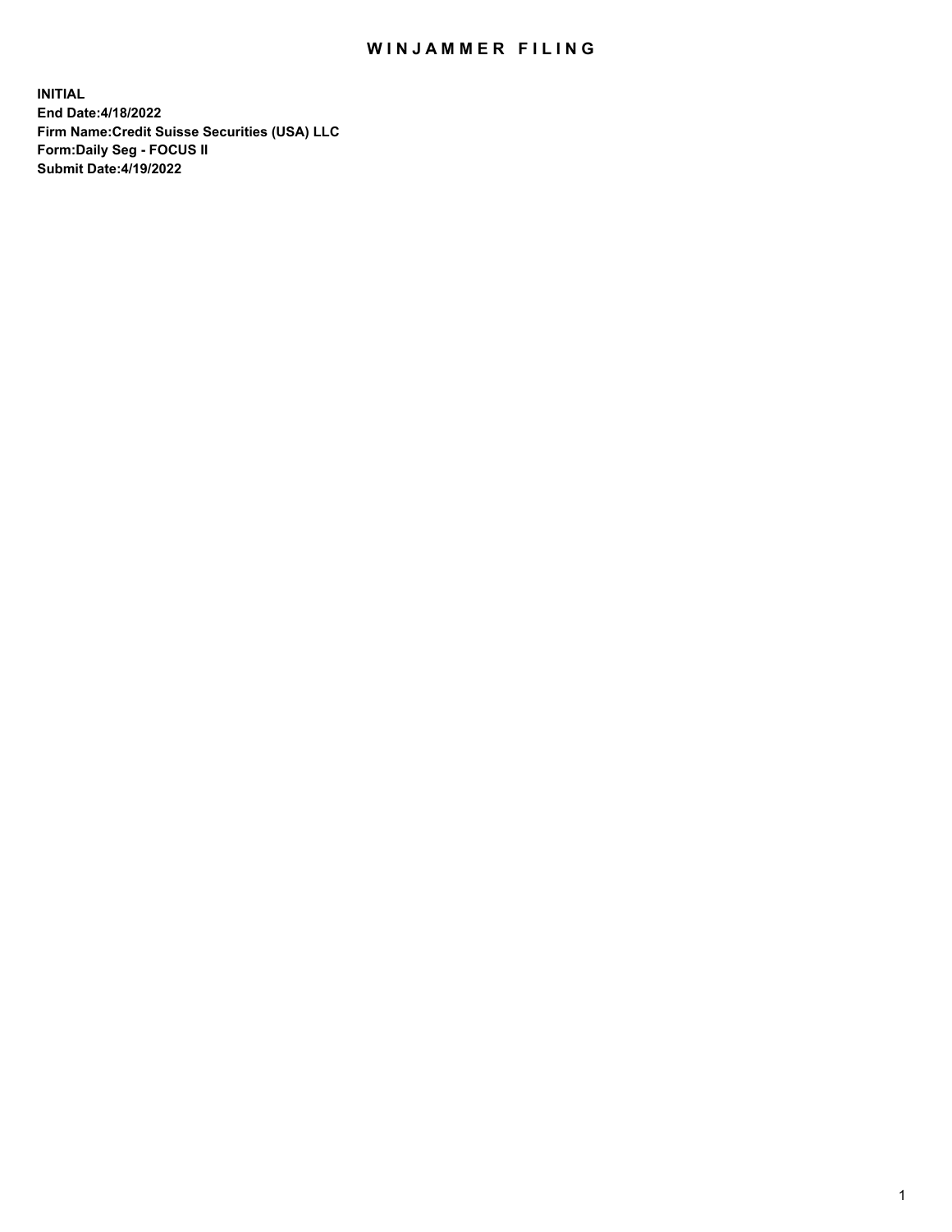# WINJAMMER FILING

**INITIAL**
**End Date:4/18/2022**
**Firm Name:Credit Suisse Securities (USA) LLC**
**Form:Daily Seg - FOCUS II**
**Submit Date:4/19/2022**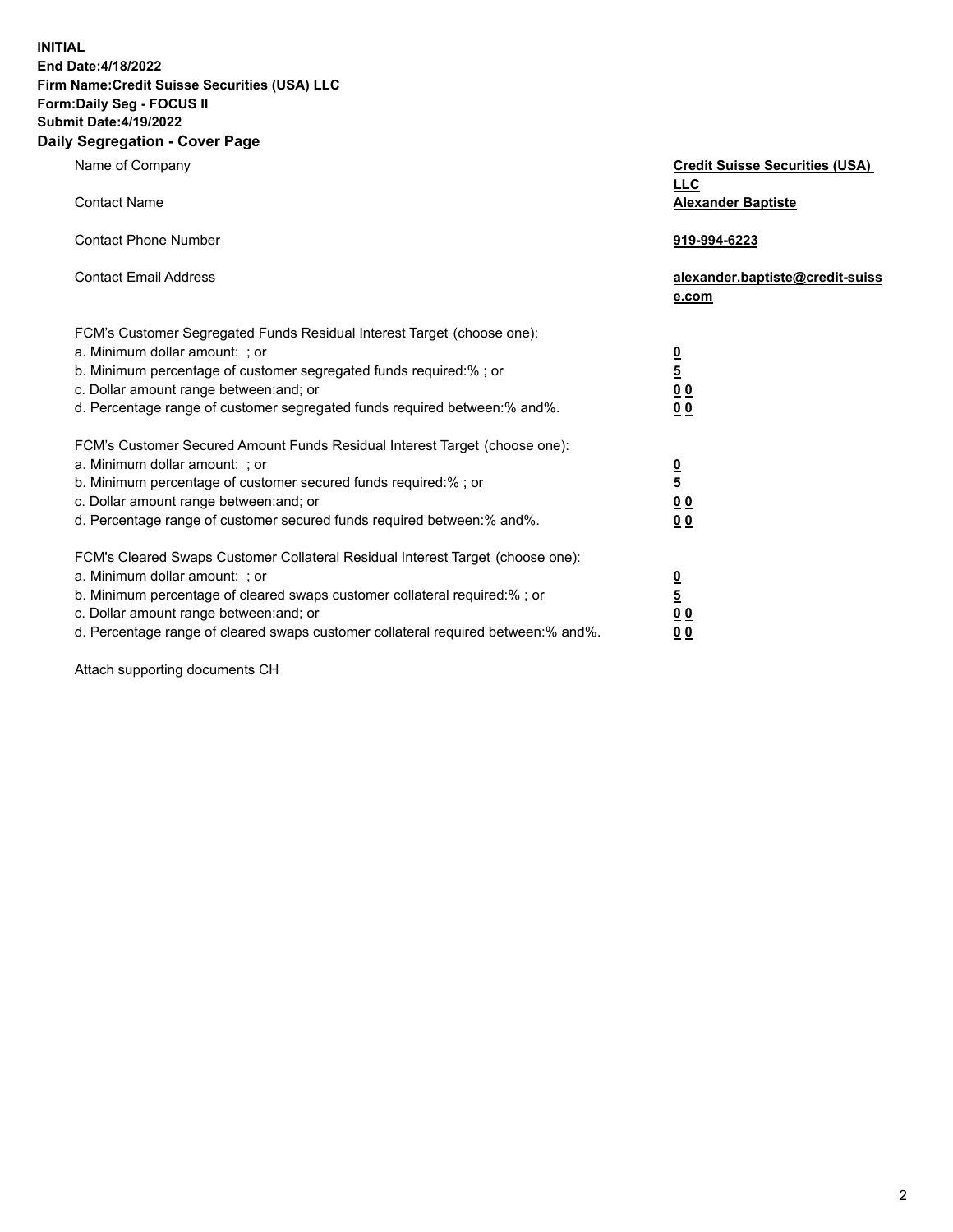**INITIAL**
**End Date:4/18/2022**
**Firm Name:Credit Suisse Securities (USA) LLC**
**Form:Daily Seg - FOCUS II**
**Submit Date:4/19/2022**

**Daily Segregation - Cover Page**

| | |
|---|---|
| Name of Company | **Credit Suisse Securities (USA) LLC** |
| Contact Name | **Alexander Baptiste** |
| Contact Phone Number | **919-994-6223** |
| Contact Email Address | **alexander.baptiste@credit-suisse.com** |
| FCM's Customer Segregated Funds Residual Interest Target (choose one): | |
| a. Minimum dollar amount: ; or | **0** |
| b. Minimum percentage of customer segregated funds required:% ; or | **5** |
| c. Dollar amount range between:and; or | **0 0** |
| d. Percentage range of customer segregated funds required between:% and%. | **0 0** |
| FCM's Customer Secured Amount Funds Residual Interest Target (choose one): | |
| a. Minimum dollar amount: ; or | **0** |
| b. Minimum percentage of customer secured funds required:% ; or | **5** |
| c. Dollar amount range between:and; or | **0 0** |
| d. Percentage range of customer secured funds required between:% and%. | **0 0** |
| FCM's Cleared Swaps Customer Collateral Residual Interest Target (choose one): | |
| a. Minimum dollar amount: ; or | **0** |
| b. Minimum percentage of cleared swaps customer collateral required:% ; or | **5** |
| c. Dollar amount range between:and; or | **0 0** |
| d. Percentage range of cleared swaps customer collateral required between:% and%. | **0 0** |

Attach supporting documents CH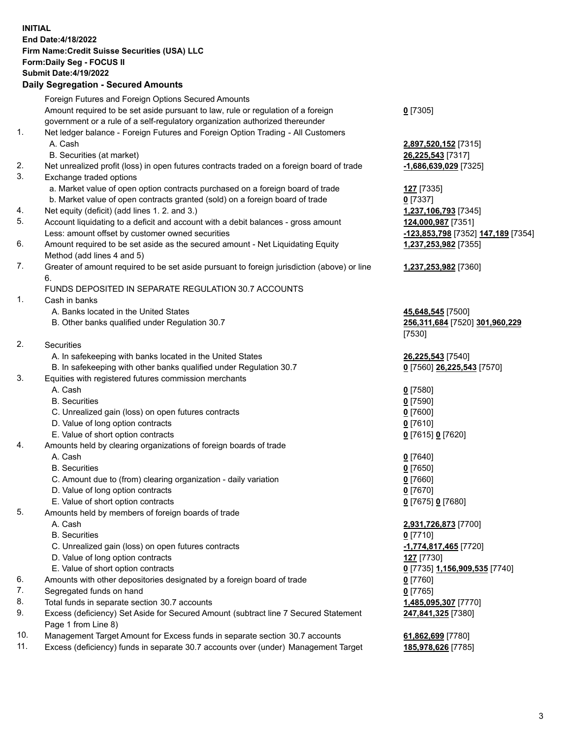**INITIAL**
**End Date:4/18/2022**
**Firm Name:Credit Suisse Securities (USA) LLC**
**Form:Daily Seg - FOCUS II**
**Submit Date:4/19/2022**

## Daily Segregation - Secured Amounts

| | | |
|---|---|---|
| | Foreign Futures and Foreign Options Secured Amounts | |
| | Amount required to be set aside pursuant to law, rule or regulation of a foreign government or a rule of a self-regulatory organization authorized thereunder | **0** [7305] |
| 1. | Net ledger balance - Foreign Futures and Foreign Option Trading - All Customers | |
| | A. Cash | **2,897,520,152** [7315] |
| | B. Securities (at market) | **26,225,543** [7317] |
| 2. | Net unrealized profit (loss) in open futures contracts traded on a foreign board of trade | **-1,686,639,029** [7325] |
| 3. | Exchange traded options | |
| | a. Market value of open option contracts purchased on a foreign board of trade | **127** [7335] |
| | b. Market value of open contracts granted (sold) on a foreign board of trade | **0** [7337] |
| 4. | Net equity (deficit) (add lines 1. 2. and 3.) | **1,237,106,793** [7345] |
| 5. | Account liquidating to a deficit and account with a debit balances - gross amount | **124,000,987** [7351] |
| | Less: amount offset by customer owned securities | **-123,853,798** [7352] **147,189** [7354] |
| 6. | Amount required to be set aside as the secured amount - Net Liquidating Equity Method (add lines 4 and 5) | **1,237,253,982** [7355] |
| 7. | Greater of amount required to be set aside pursuant to foreign jurisdiction (above) or line 6. | **1,237,253,982** [7360] |
| | FUNDS DEPOSITED IN SEPARATE REGULATION 30.7 ACCOUNTS | |
| 1. | Cash in banks | |
| | A. Banks located in the United States | **45,648,545** [7500] |
| | B. Other banks qualified under Regulation 30.7 | **256,311,684** [7520] **301,960,229** [7530] |
| 2. | Securities | |
| | A. In safekeeping with banks located in the United States | **26,225,543** [7540] |
| | B. In safekeeping with other banks qualified under Regulation 30.7 | **0** [7560] **26,225,543** [7570] |
| 3. | Equities with registered futures commission merchants | |
| | A. Cash | **0** [7580] |
| | B. Securities | **0** [7590] |
| | C. Unrealized gain (loss) on open futures contracts | **0** [7600] |
| | D. Value of long option contracts | **0** [7610] |
| | E. Value of short option contracts | **0** [7615] **0** [7620] |
| 4. | Amounts held by clearing organizations of foreign boards of trade | |
| | A. Cash | **0** [7640] |
| | B. Securities | **0** [7650] |
| | C. Amount due to (from) clearing organization - daily variation | **0** [7660] |
| | D. Value of long option contracts | **0** [7670] |
| | E. Value of short option contracts | **0** [7675] **0** [7680] |
| 5. | Amounts held by members of foreign boards of trade | |
| | A. Cash | **2,931,726,873** [7700] |
| | B. Securities | **0** [7710] |
| | C. Unrealized gain (loss) on open futures contracts | **-1,774,817,465** [7720] |
| | D. Value of long option contracts | **127** [7730] |
| | E. Value of short option contracts | **0** [7735] **1,156,909,535** [7740] |
| 6. | Amounts with other depositories designated by a foreign board of trade | **0** [7760] |
| 7. | Segregated funds on hand | **0** [7765] |
| 8. | Total funds in separate section 30.7 accounts | **1,485,095,307** [7770] |
| 9. | Excess (deficiency) Set Aside for Secured Amount (subtract line 7 Secured Statement Page 1 from Line 8) | **247,841,325** [7380] |
| 10. | Management Target Amount for Excess funds in separate section 30.7 accounts | **61,862,699** [7780] |
| 11. | Excess (deficiency) funds in separate 30.7 accounts over (under) Management Target | **185,978,626** [7785] |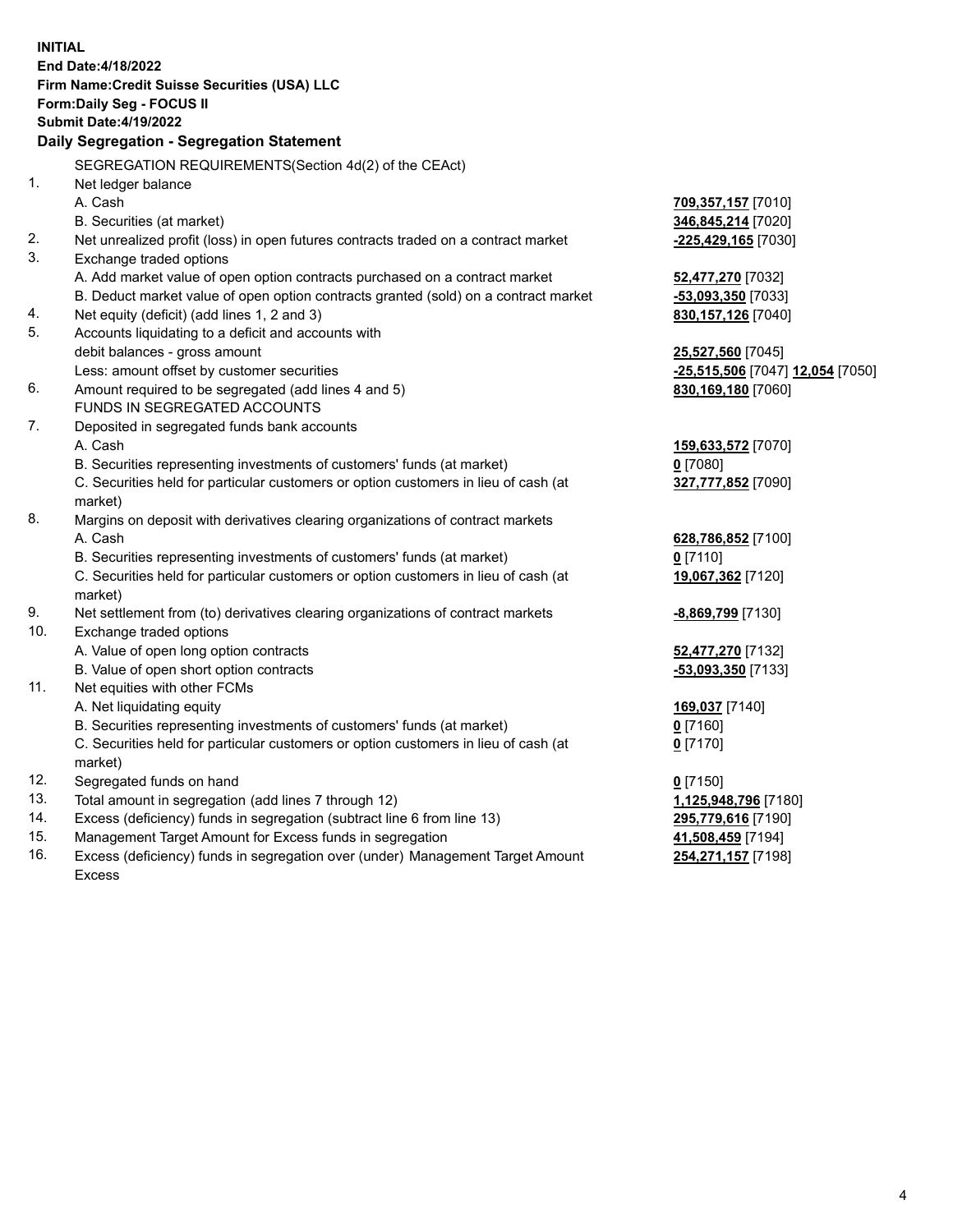**INITIAL**
**End Date:4/18/2022**
**Firm Name:Credit Suisse Securities (USA) LLC**
**Form:Daily Seg - FOCUS II**
**Submit Date:4/19/2022**

## Daily Segregation - Segregation Statement

SEGREGATION REQUIREMENTS(Section 4d(2) of the CEAct)

| | | |
|---|---|---|
| 1. | Net ledger balance | |
| | A. Cash | 709,357,157 [7010] |
| | B. Securities (at market) | 346,845,214 [7020] |
| 2. | Net unrealized profit (loss) in open futures contracts traded on a contract market | -225,429,165 [7030] |
| 3. | Exchange traded options | |
| | A. Add market value of open option contracts purchased on a contract market | 52,477,270 [7032] |
| | B. Deduct market value of open option contracts granted (sold) on a contract market | -53,093,350 [7033] |
| 4. | Net equity (deficit) (add lines 1, 2 and 3) | 830,157,126 [7040] |
| 5. | Accounts liquidating to a deficit and accounts with debit balances - gross amount | 25,527,560 [7045] |
| | Less: amount offset by customer securities | -25,515,506 [7047] 12,054 [7050] |
| 6. | Amount required to be segregated (add lines 4 and 5) | 830,169,180 [7060] |
| | FUNDS IN SEGREGATED ACCOUNTS | |
| 7. | Deposited in segregated funds bank accounts | |
| | A. Cash | 159,633,572 [7070] |
| | B. Securities representing investments of customers' funds (at market) | 0 [7080] |
| | C. Securities held for particular customers or option customers in lieu of cash (at market) | 327,777,852 [7090] |
| 8. | Margins on deposit with derivatives clearing organizations of contract markets | |
| | A. Cash | 628,786,852 [7100] |
| | B. Securities representing investments of customers' funds (at market) | 0 [7110] |
| | C. Securities held for particular customers or option customers in lieu of cash (at market) | 19,067,362 [7120] |
| 9. | Net settlement from (to) derivatives clearing organizations of contract markets | -8,869,799 [7130] |
| 10. | Exchange traded options | |
| | A. Value of open long option contracts | 52,477,270 [7132] |
| | B. Value of open short option contracts | -53,093,350 [7133] |
| 11. | Net equities with other FCMs | |
| | A. Net liquidating equity | 169,037 [7140] |
| | B. Securities representing investments of customers' funds (at market) | 0 [7160] |
| | C. Securities held for particular customers or option customers in lieu of cash (at market) | 0 [7170] |
| 12. | Segregated funds on hand | 0 [7150] |
| 13. | Total amount in segregation (add lines 7 through 12) | 1,125,948,796 [7180] |
| 14. | Excess (deficiency) funds in segregation (subtract line 6 from line 13) | 295,779,616 [7190] |
| 15. | Management Target Amount for Excess funds in segregation | 41,508,459 [7194] |
| 16. | Excess (deficiency) funds in segregation over (under) Management Target Amount Excess | 254,271,157 [7198] |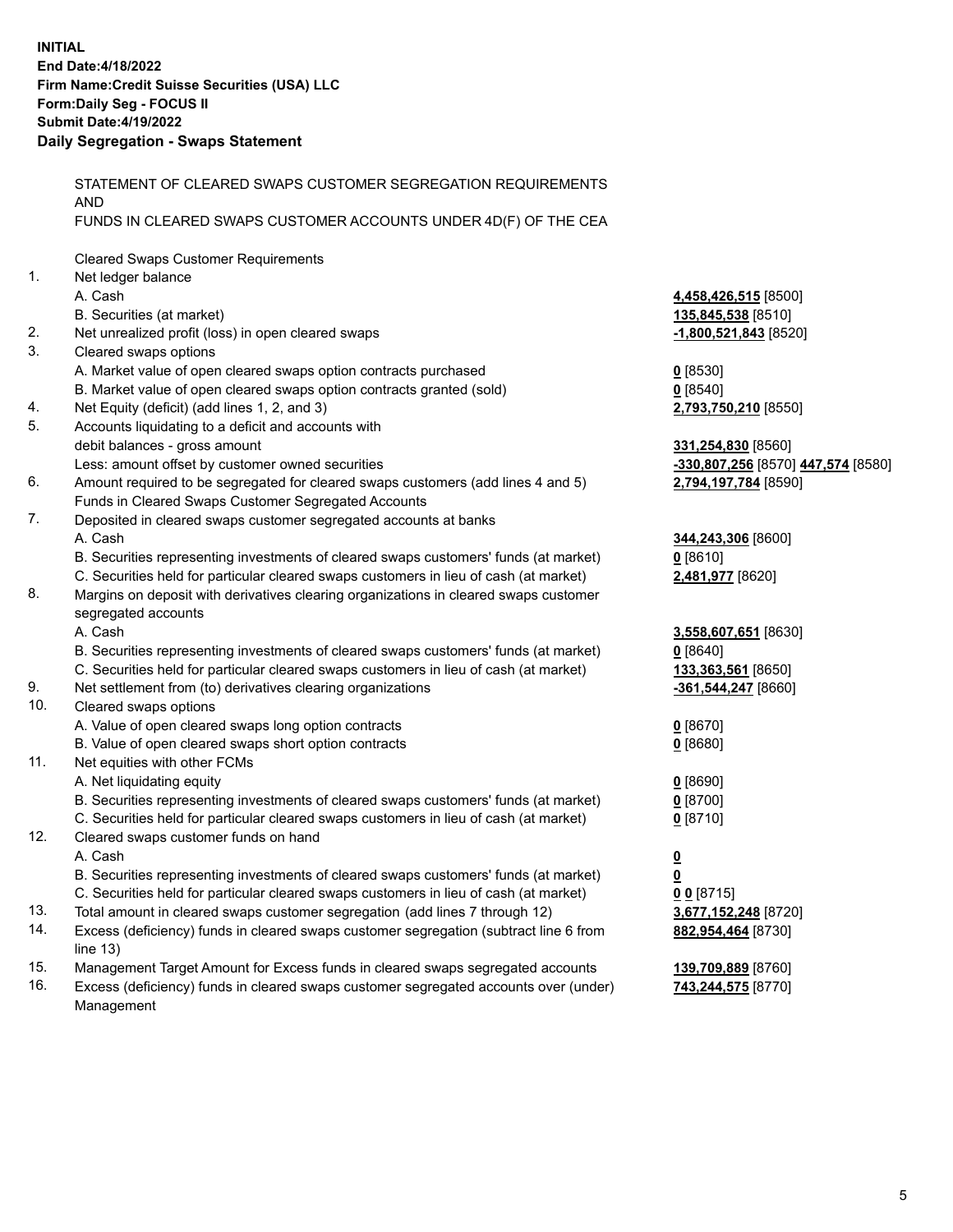**INITIAL**
**End Date:4/18/2022**
**Firm Name:Credit Suisse Securities (USA) LLC**
**Form:Daily Seg - FOCUS II**
**Submit Date:4/19/2022**
**Daily Segregation - Swaps Statement**

STATEMENT OF CLEARED SWAPS CUSTOMER SEGREGATION REQUIREMENTS AND FUNDS IN CLEARED SWAPS CUSTOMER ACCOUNTS UNDER 4D(F) OF THE CEA

| | | |
|---|---|---|
| | Cleared Swaps Customer Requirements | |
| 1. | Net ledger balance | |
| | A. Cash | **4,458,426,515** [8500] |
| | B. Securities (at market) | **135,845,538** [8510] |
| 2. | Net unrealized profit (loss) in open cleared swaps | **-1,800,521,843** [8520] |
| 3. | Cleared swaps options | |
| | A. Market value of open cleared swaps option contracts purchased | **0** [8530] |
| | B. Market value of open cleared swaps option contracts granted (sold) | **0** [8540] |
| 4. | Net Equity (deficit) (add lines 1, 2, and 3) | **2,793,750,210** [8550] |
| 5. | Accounts liquidating to a deficit and accounts with debit balances - gross amount | **331,254,830** [8560] |
| | Less: amount offset by customer owned securities | **-330,807,256** [8570] **447,574** [8580] |
| 6. | Amount required to be segregated for cleared swaps customers (add lines 4 and 5) | **2,794,197,784** [8590] |
| | Funds in Cleared Swaps Customer Segregated Accounts | |
| 7. | Deposited in cleared swaps customer segregated accounts at banks | |
| | A. Cash | **344,243,306** [8600] |
| | B. Securities representing investments of cleared swaps customers' funds (at market) | **0** [8610] |
| | C. Securities held for particular cleared swaps customers in lieu of cash (at market) | **2,481,977** [8620] |
| 8. | Margins on deposit with derivatives clearing organizations in cleared swaps customer segregated accounts | |
| | A. Cash | **3,558,607,651** [8630] |
| | B. Securities representing investments of cleared swaps customers' funds (at market) | **0** [8640] |
| | C. Securities held for particular cleared swaps customers in lieu of cash (at market) | **133,363,561** [8650] |
| 9. | Net settlement from (to) derivatives clearing organizations | **-361,544,247** [8660] |
| 10. | Cleared swaps options | |
| | A. Value of open cleared swaps long option contracts | **0** [8670] |
| | B. Value of open cleared swaps short option contracts | **0** [8680] |
| 11. | Net equities with other FCMs | |
| | A. Net liquidating equity | **0** [8690] |
| | B. Securities representing investments of cleared swaps customers' funds (at market) | **0** [8700] |
| | C. Securities held for particular cleared swaps customers in lieu of cash (at market) | **0** [8710] |
| 12. | Cleared swaps customer funds on hand | |
| | A. Cash | **0** |
| | B. Securities representing investments of cleared swaps customers' funds (at market) | **0** |
| | C. Securities held for particular cleared swaps customers in lieu of cash (at market) | **0** **0** [8715] |
| 13. | Total amount in cleared swaps customer segregation (add lines 7 through 12) | **3,677,152,248** [8720] |
| 14. | Excess (deficiency) funds in cleared swaps customer segregation (subtract line 6 from line 13) | **882,954,464** [8730] |
| 15. | Management Target Amount for Excess funds in cleared swaps segregated accounts | **139,709,889** [8760] |
| 16. | Excess (deficiency) funds in cleared swaps customer segregated accounts over (under) Management | **743,244,575** [8770] |